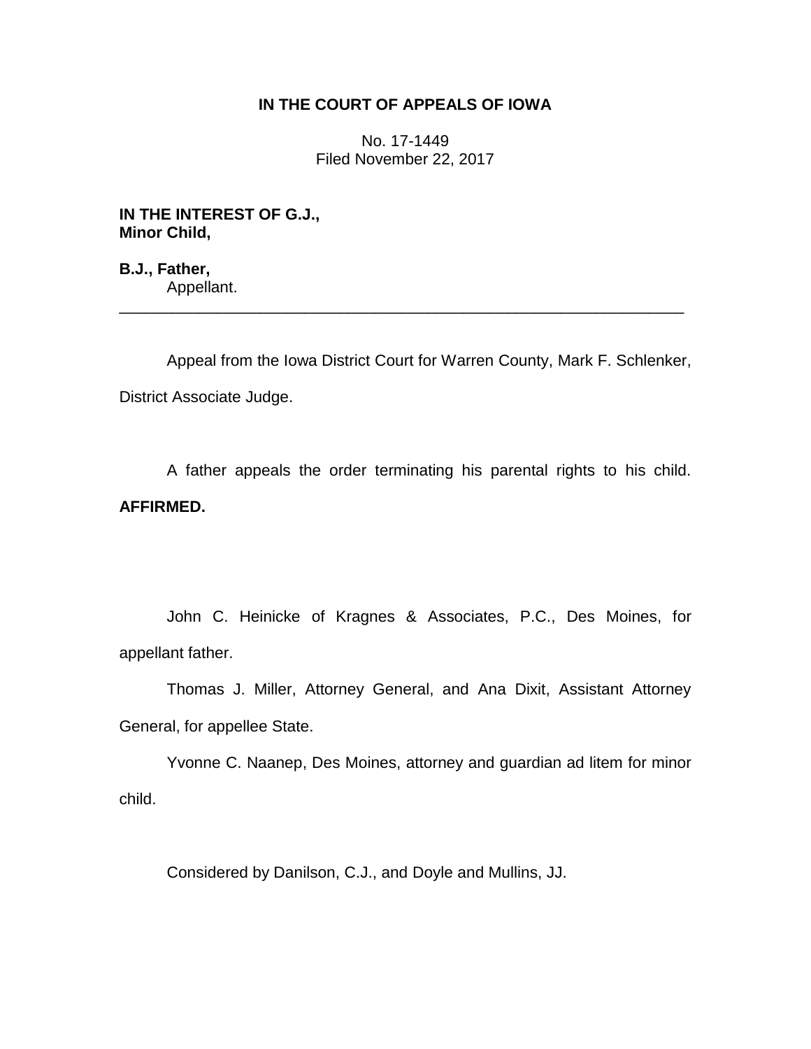**IN THE COURT OF APPEALS OF IOWA**

No. 17-1449
Filed November 22, 2017

**IN THE INTEREST OF G.J.,**
**Minor Child,**

**B.J., Father,**
Appellant.

---

Appeal from the Iowa District Court for Warren County, Mark F. Schlenker, District Associate Judge.

A father appeals the order terminating his parental rights to his child. **AFFIRMED.**

John C. Heinicke of Kragnes & Associates, P.C., Des Moines, for appellant father.

Thomas J. Miller, Attorney General, and Ana Dixit, Assistant Attorney General, for appellee State.

Yvonne C. Naanep, Des Moines, attorney and guardian ad litem for minor child.

Considered by Danilson, C.J., and Doyle and Mullins, JJ.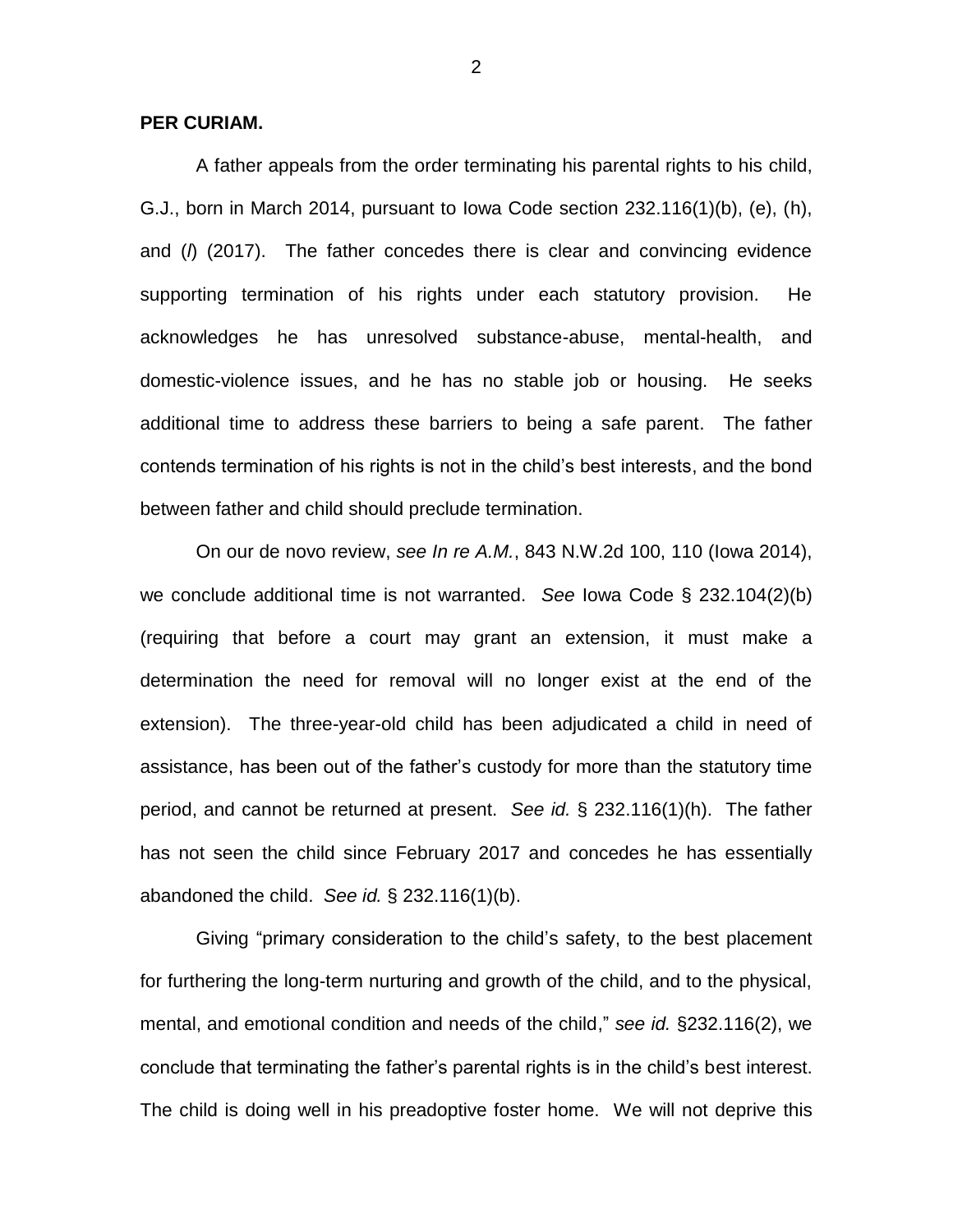**PER CURIAM.**

A father appeals from the order terminating his parental rights to his child, G.J., born in March 2014, pursuant to Iowa Code section 232.116(1)(b), (e), (h), and (*l*) (2017). The father concedes there is clear and convincing evidence supporting termination of his rights under each statutory provision. He acknowledges he has unresolved substance-abuse, mental-health, and domestic-violence issues, and he has no stable job or housing. He seeks additional time to address these barriers to being a safe parent. The father contends termination of his rights is not in the child's best interests, and the bond between father and child should preclude termination.

On our de novo review, *see In re A.M.*, 843 N.W.2d 100, 110 (Iowa 2014), we conclude additional time is not warranted. *See* Iowa Code § 232.104(2)(b) (requiring that before a court may grant an extension, it must make a determination the need for removal will no longer exist at the end of the extension). The three-year-old child has been adjudicated a child in need of assistance, has been out of the father's custody for more than the statutory time period, and cannot be returned at present. *See id.* § 232.116(1)(h). The father has not seen the child since February 2017 and concedes he has essentially abandoned the child. *See id.* § 232.116(1)(b).

Giving "primary consideration to the child's safety, to the best placement for furthering the long-term nurturing and growth of the child, and to the physical, mental, and emotional condition and needs of the child," *see id.* §232.116(2), we conclude that terminating the father's parental rights is in the child's best interest. The child is doing well in his preadoptive foster home. We will not deprive this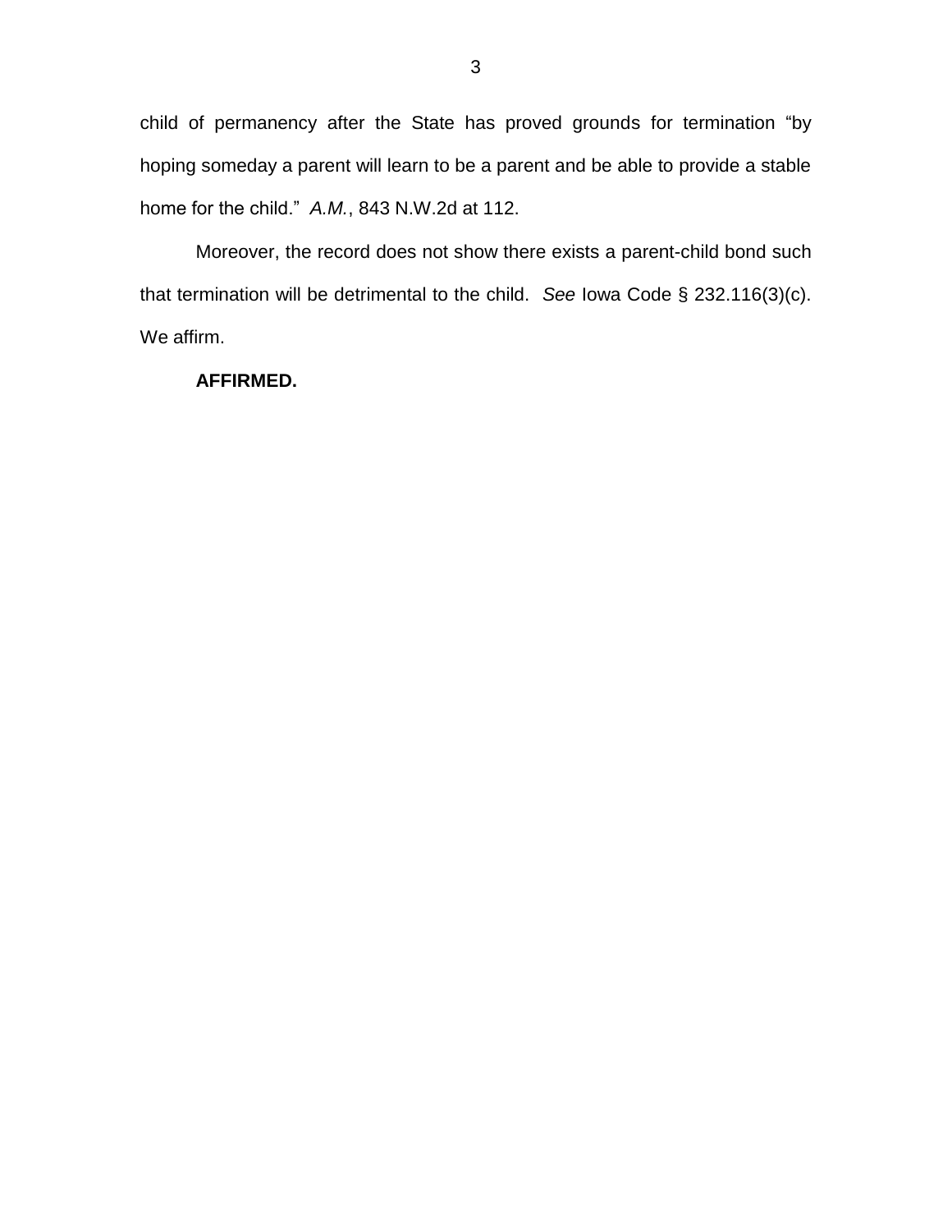child of permanency after the State has proved grounds for termination "by hoping someday a parent will learn to be a parent and be able to provide a stable home for the child." *A.M.*, 843 N.W.2d at 112.

Moreover, the record does not show there exists a parent-child bond such that termination will be detrimental to the child. *See* Iowa Code § 232.116(3)(c). We affirm.

**AFFIRMED.**